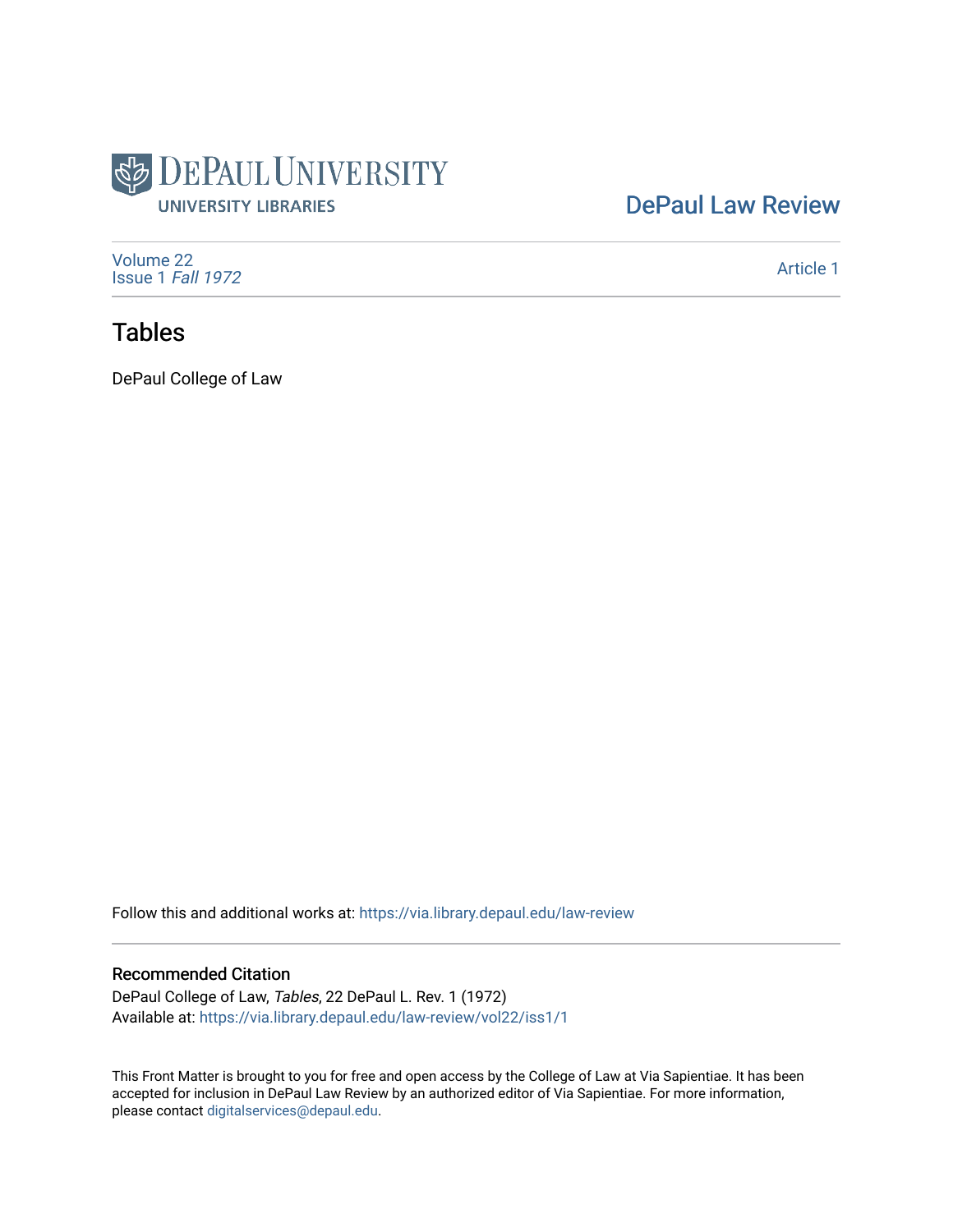DePaul University
UNIVERSITY LIBRARIES

DePaul Law Review

Volume 22
Issue 1 *Fall 1972*

Article 1

# Tables

DePaul College of Law

Follow this and additional works at: https://via.library.depaul.edu/law-review

## Recommended Citation

DePaul College of Law, *Tables*, 22 DePaul L. Rev. 1 (1972)
Available at: https://via.library.depaul.edu/law-review/vol22/iss1/1

This Front Matter is brought to you for free and open access by the College of Law at Via Sapientiae. It has been accepted for inclusion in DePaul Law Review by an authorized editor of Via Sapientiae. For more information, please contact digitalservices@depaul.edu.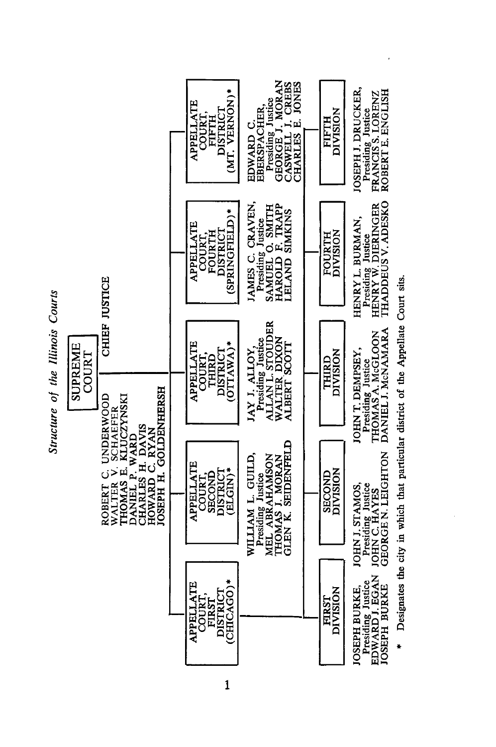## *Structure of the Illinois Courts*

### SUPREME COURT

ROBERT C. UNDERWOOD — CHIEF JUSTICE
WALTER V. SCHAEFER
THOMAS E. KLUCZYNSKI
DANIEL P. WARD
CHARLES H. DAVIS
HOWARD C. RYAN
JOSEPH H. GOLDENHERSH

### APPELLATE COURT, FIRST DISTRICT (CHICAGO)*

**FIRST DIVISION**
JOSEPH BURKE, Presiding Justice
EDWARD J. EGAN
JOSEPH BURKE

**SECOND DIVISION**
JOHN J. STAMOS, Presiding Justice
JOHN C. HAYES
GEORGE N. LEIGHTON

**THIRD DIVISION**
JOHN T. DEMPSEY, Presiding Justice
THOMAS A. McGLOON
DANIEL J. McNAMARA

**FOURTH DIVISION**
HENRY L. BURMAN, Presiding Justice
HENRY W. DIERINGER
THADDEUS V. ADESKO

**FIFTH DIVISION**
JOSEPH J. DRUCKER, Presiding Justice
FRANCIS S. LORENZ
ROBERT E. ENGLISH

### APPELLATE COURT, SECOND DISTRICT (ELGIN)*

WILLIAM L. GUILD, Presiding Justice
MEL ABRAHAMSON
THOMAS J. MORAN
GLEN K. SEIDENFELD

### APPELLATE COURT, THIRD DISTRICT (OTTAWA)*

JAY J. ALLOY, Presiding Justice
ALLAN L. STOUDER
WALTER DIXON
ALBERT SCOTT

### APPELLATE COURT, FOURTH DISTRICT (SPRINGFIELD)*

JAMES C. CRAVEN, Presiding Justice
SAMUEL O. SMITH
HAROLD F. TRAPP
LELAND SIMKINS

### APPELLATE COURT, FIFTH DISTRICT (MT. VERNON)*

EDWARD C. EBERSPACHER, Presiding Justice
GEORGE J. MORAN
CASWELL J. CREBS
CHARLES E. JONES

\* Designates the city in which that particular district of the Appellate Court sits.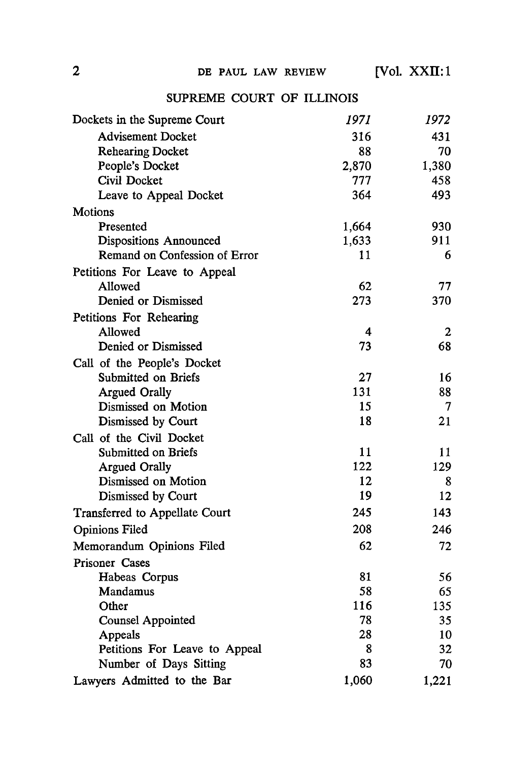## SUPREME COURT OF ILLINOIS

| Dockets in the Supreme Court | *1971* | *1972* |
|---|---|---|
| Advisement Docket | 316 | 431 |
| Rehearing Docket | 88 | 70 |
| People's Docket | 2,870 | 1,380 |
| Civil Docket | 777 | 458 |
| Leave to Appeal Docket | 364 | 493 |
| **Motions** | | |
| Presented | 1,664 | 930 |
| Dispositions Announced | 1,633 | 911 |
| Remand on Confession of Error | 11 | 6 |
| **Petitions For Leave to Appeal** | | |
| Allowed | 62 | 77 |
| Denied or Dismissed | 273 | 370 |
| **Petitions For Rehearing** | | |
| Allowed | 4 | 2 |
| Denied or Dismissed | 73 | 68 |
| **Call of the People's Docket** | | |
| Submitted on Briefs | 27 | 16 |
| Argued Orally | 131 | 88 |
| Dismissed on Motion | 15 | 7 |
| Dismissed by Court | 18 | 21 |
| **Call of the Civil Docket** | | |
| Submitted on Briefs | 11 | 11 |
| Argued Orally | 122 | 129 |
| Dismissed on Motion | 12 | 8 |
| Dismissed by Court | 19 | 12 |
| Transferred to Appellate Court | 245 | 143 |
| Opinions Filed | 208 | 246 |
| Memorandum Opinions Filed | 62 | 72 |
| **Prisoner Cases** | | |
| Habeas Corpus | 81 | 56 |
| Mandamus | 58 | 65 |
| Other | 116 | 135 |
| Counsel Appointed | 78 | 35 |
| Appeals | 28 | 10 |
| Petitions For Leave to Appeal | 8 | 32 |
| Number of Days Sitting | 83 | 70 |
| Lawyers Admitted to the Bar | 1,060 | 1,221 |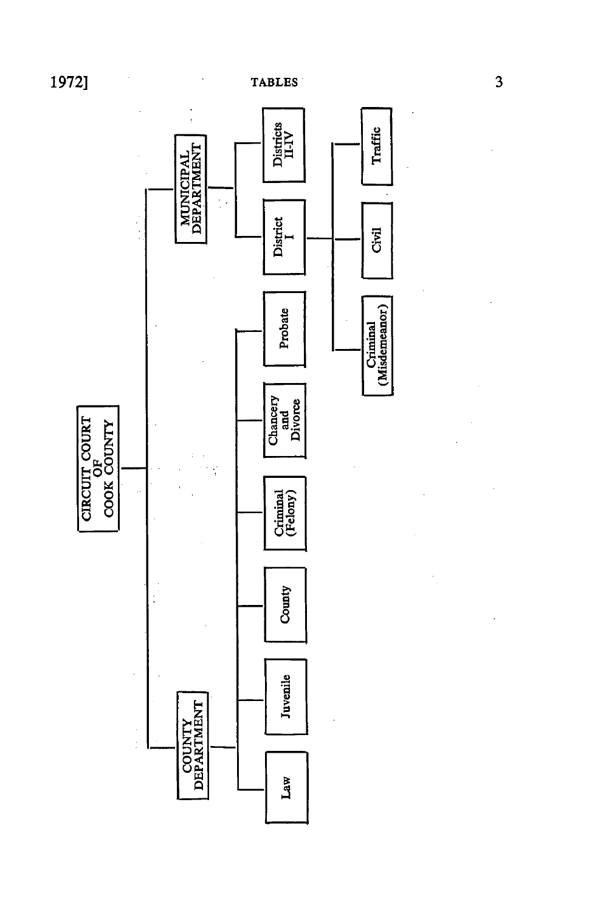- CIRCUIT COURT OF COOK COUNTY
  - COUNTY DEPARTMENT
    - Law
    - Juvenile
    - County
    - Criminal (Felony)
    - Chancery and Divorce
    - Probate
  - MUNICIPAL DEPARTMENT
    - District I
      - Criminal (Misdemeanor)
      - Civil
      - Traffic
    - Districts II-IV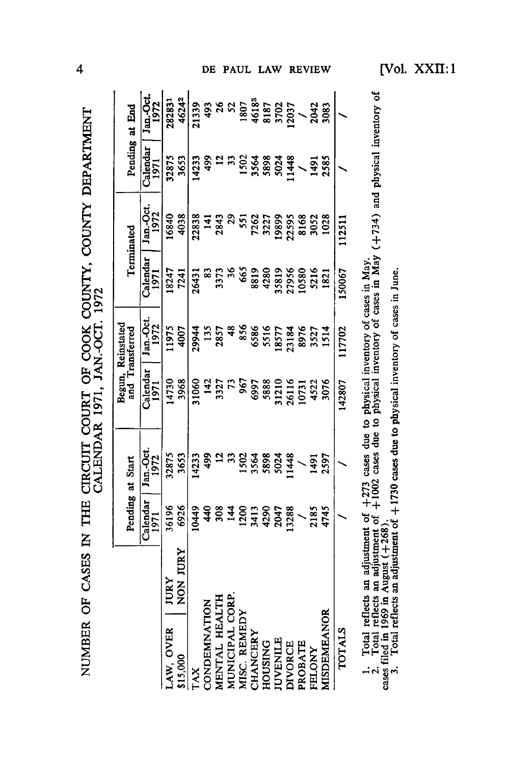# NUMBER OF CASES IN THE CIRCUIT COURT OF COOK COUNTY, COUNTY DEPARTMENT CALENDAR 1971, JAN.-OCT. 1972

| | | Pending at Start | | Begun, Reinstated and Transferred | | Terminated | | Pending at End | |
|---|---|---|---|---|---|---|---|---|---|
| | | Calendar 1971 | Jan.-Oct. 1972 | Calendar 1971 | Jan.-Oct. 1972 | Calendar 1971 | Jan.-Oct. 1972 | Calendar 1971 | Jan.-Oct. 1972 |
| LAW, OVER | JURY | 36196 | 32875 | 14730 | 11975 | 18247 | 16840 | 32875 | 28283[1] |
| $15,000 | NON JURY | 6926 | 3653 | 3968 | 4007 | 7241 | 4038 | 3653 | 4624[2] |
| TAX | | 10449 | 14233 | 31060 | 29944 | 26431 | 22838 | 14233 | 21339 |
| CONDEMNATION | | 440 | 499 | 142 | 135 | 83 | 141 | 499 | 493 |
| MENTAL HEALTH | | 308 | 12 | 3327 | 2857 | 3373 | 2843 | 12 | 26 |
| MUNICIPAL CORP. | | 144 | 33 | 73 | 48 | 36 | 29 | 33 | 52 |
| MISC. REMEDY | | 1200 | 1502 | 967 | 856 | 665 | 551 | 1502 | 1807 |
| CHANCERY | | 3413 | 3564 | 6997 | 6586 | 8819 | 7262 | 3564 | 4618[3] |
| HOUSING | | 4290 | 5898 | 5888 | 5516 | 4280 | 3227 | 5898 | 8187 |
| JUVENILE | | 2047 | 5024 | 31210 | 18577 | 35819 | 19899 | 5024 | 3702 |
| DIVORCE | | 13288 | 11448 | 26116 | 23184 | 27956 | 22595 | 11448 | 12037 |
| PROBATE | | / | / | 10731 | 8976 | 10580 | 8168 | / | / |
| FELONY | | 2185 | 1491 | 4522 | 3527 | 5216 | 3052 | 1491 | 2042 |
| MISDEMEANOR | | 4745 | 2597 | 3076 | 1514 | 1821 | 1028 | 2585 | 3083 |
| TOTALS | | / | / | 142807 | 117702 | 150067 | 112511 | / | / |

1. Total reflects an adjustment of +273 cases due to physical inventory of cases in May.
2. Total reflects an adjustment of +1002 cases due to physical inventory of cases in May (+734) and physical inventory of cases filed in 1969 in August (+268).
3. Total reflects an adjustment of +1730 cases due to physical inventory of cases in June.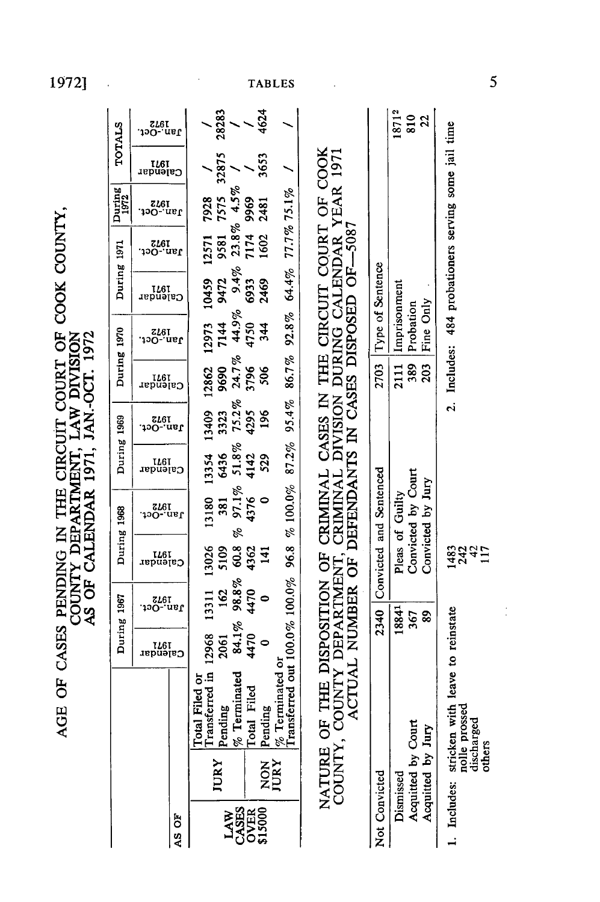## AGE OF CASES PENDING IN THE CIRCUIT COURT OF COOK COUNTY, COUNTY DEPARTMENT, LAW DIVISION AS OF CALENDAR 1971, JAN.-OCT. 1972

| AS OF | | | During 1967 | | During 1968 | | During 1969 | | During 1970 | | During 1971 | | During 1972 | TOTALS | |
|---|---|---|---|---|---|---|---|---|---|---|---|---|---|---|---|
| | | | Calendar 1971 | Jan.-Oct. 1972 | Calendar 1971 | Jan.-Oct. 1972 | Calendar 1971 | Jan.-Oct. 1972 | Calendar 1971 | Jan.-Oct. 1972 | Calendar 1971 | Jan.-Oct. 1972 | Jan.-Oct. 1972 | Calendar 1971 | Jan.-Oct. 1972 |
| LAW CASES OVER $15000 | JURY | Total Filed or Transferred in | 12968 | 13311 | 13026 | 13180 | 13354 | 13409 | 12862 | 12973 | 10459 | 12571 | 7928 | / | / |
| | | Pending | 2061 | 162 | 5109 | 381 | 6436 | 3323 | 9690 | 7144 | 9472 | 9581 | 7575 | 32875 | 28283 |
| | | % Terminated | 84.1% | 98.8% | 60.8 % | 97.1% | 51.8% | 75.2% | 24.7% | 44.9% | 9.4% | 23.8% | 4.5% | / | / |
| | NON JURY | Total Filed | 4470 | 4470 | 4362 | 4376 | 4142 | 4295 | 3796 | 4750 | 6933 | 7174 | 9969 | / | / |
| | | Pending | 0 | 0 | 141 | 0 | 529 | 196 | 506 | 344 | 2469 | 1602 | 2481 | 3653 | 4624 |
| | | % Terminated or Transferred out | 100.0% | 100.0% | 96.8 % | 100.0% | 87.2% | 95.4% | 86.7% | 92.8% | 64.4% | 77.7% | 75.1% | / | / |

## NATURE OF THE DISPOSITION OF CRIMINAL CASES IN THE CIRCUIT COURT OF COOK COUNTY, COUNTY DEPARTMENT, CRIMINAL DIVISION DURING CALENDAR YEAR 1971 ACTUAL NUMBER OF DEFENDANTS IN CASES DISPOSED OF—5087

| Not Convicted | 2340 | Convicted and Sentenced | 2703 | Type of Sentence | |
|---|---|---|---|---|---|
| Dismissed | 1884[1] | Pleas of Guilty | 2111 | Imprisonment | 1871[2] |
| Acquitted by Court | 367 | Convicted by Court | 389 | Probation | 810 |
| Acquitted by Jury | 89 | Convicted by Jury | 203 | Fine Only | 22 |

1. Includes: stricken with leave to reinstate 1483; nolle prossed 242; discharged 42; others 117

2. Includes: 484 probationers serving some jail time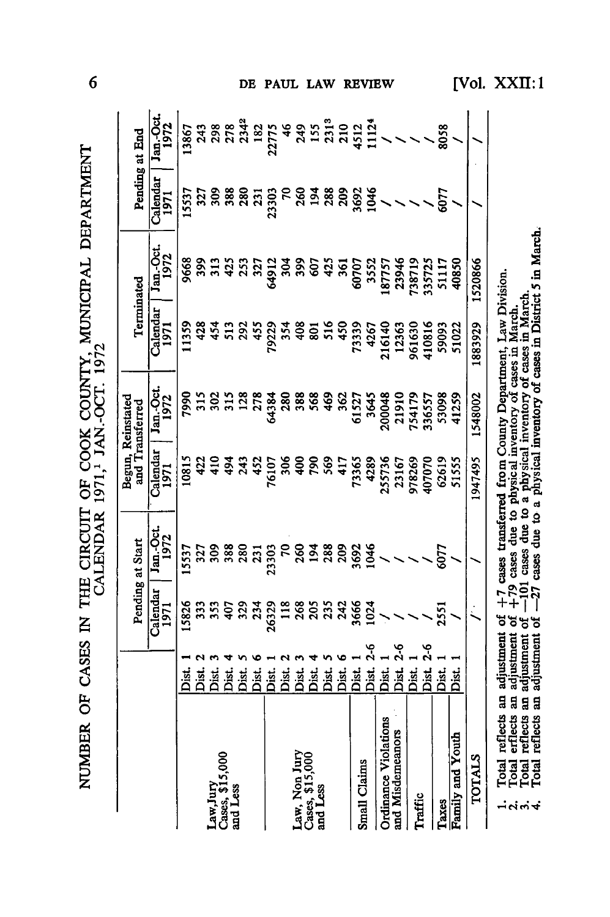# NUMBER OF CASES IN THE CIRCUIT OF COOK COUNTY, MUNICIPAL DEPARTMENT CALENDAR 1971,[1] JAN.-OCT. 1972

| | | Pending at Start | | Begun, Reinstated and Transferred | | Terminated | | Pending at End | |
|---|---|---|---|---|---|---|---|---|---|
| | | Calendar 1971 | Jan.-Oct. 1972 | Calendar 1971 | Jan.-Oct. 1972 | Calendar 1971 | Jan.-Oct. 1972 | Calendar 1971 | Jan.-Oct. 1972 |
| Law, Jury Cases, $15,000 and Less | Dist. 1 | 15826 | 15537 | 10815 | 7990 | 11359 | 9668 | 15537 | 13867 |
| | Dist. 2 | 333 | 327 | 422 | 315 | 428 | 399 | 327 | 243 |
| | Dist. 3 | 353 | 309 | 410 | 302 | 454 | 313 | 309 | 298 |
| | Dist. 4 | 407 | 388 | 494 | 315 | 513 | 425 | 388 | 278 |
| | Dist. 5 | 329 | 280 | 243 | 128 | 292 | 253 | 280 | 234[2] |
| | Dist. 6 | 234 | 231 | 452 | 278 | 455 | 327 | 231 | 182 |
| Law, Non Jury Cases, $15,000 and Less | Dist. 1 | 26329 | 23303 | 76107 | 64384 | 79229 | 64912 | 23303 | 22775 |
| | Dist. 2 | 118 | 70 | 306 | 280 | 354 | 304 | 70 | 46 |
| | Dist. 3 | 268 | 260 | 400 | 388 | 408 | 399 | 260 | 249 |
| | Dist. 4 | 205 | 194 | 790 | 568 | 801 | 607 | 194 | 155 |
| | Dist. 5 | 235 | 288 | 569 | 469 | 516 | 425 | 288 | 231[3] |
| | Dist. 6 | 242 | 209 | 417 | 362 | 450 | 361 | 209 | 210 |
| Small Claims | Dist. 1 | 3666 | 3692 | 73365 | 61527 | 73339 | 60707 | 3692 | 4512 |
| | Dist. 2-6 | 1024 | 1046 | 4289 | 3645 | 4267 | 3552 | 1046 | 1112[4] |
| Ordinance Violations and Misdemeanors | Dist. 1 | / | / | 255736 | 200048 | 216140 | 187757 | / | / |
| | Dist. 2-6 | / | / | 23167 | 21910 | 12363 | 23946 | / | / |
| Traffic | Dist. 1 | / | / | 978269 | 754179 | 961630 | 738719 | / | / |
| | Dist. 2-6 | / | / | 407070 | 336557 | 410816 | 335725 | / | / |
| Taxes | Dist. 1 | 2551 | 6077 | 62619 | 53098 | 59093 | 51117 | 6077 | 8058 |
| Family and Youth | Dist. 1 | / | / | 51555 | 41259 | 51022 | 40850 | / | / |
| TOTALS | | / | / | 1947495 | 1548002 | 1883929 | 1520866 | / | / |

1. Total reflects an adjustment of +7 cases transferred from County Department, Law Division.
2. Total erflects an adjustment of +79 cases due to physical inventory of cases in March.
3. Total reflects an adjustment of —101 cases due to a physical inventory of cases in March.
4. Total reflects an adjustment of —27 cases due to a physical inventory of cases in District 5 in March.